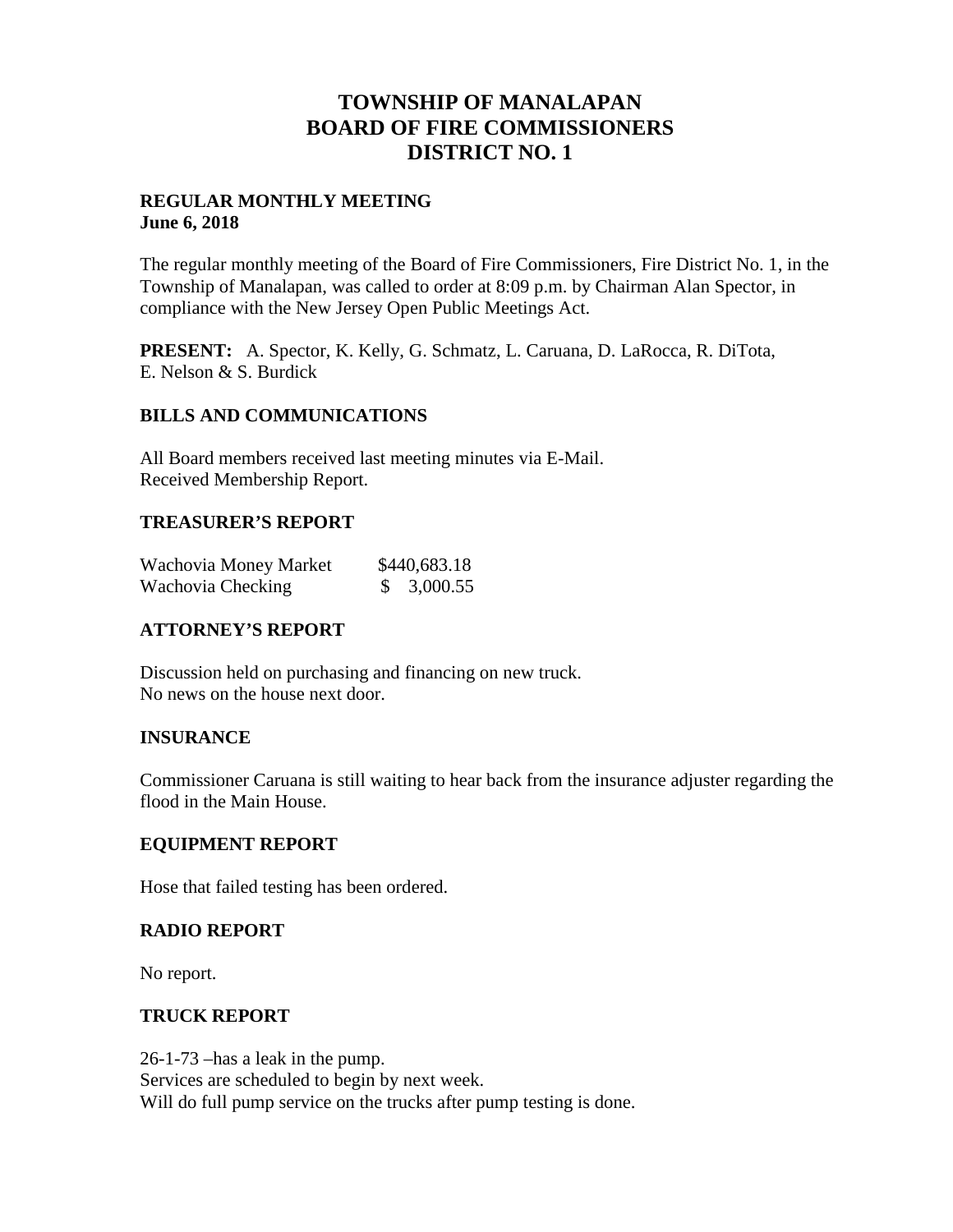# TOWNSHIP OF MANALAPAN
# BOARD OF FIRE COMMISSIONERS
# DISTRICT NO. 1

**REGULAR MONTHLY MEETING**
**June 6, 2018**

The regular monthly meeting of the Board of Fire Commissioners, Fire District No. 1, in the Township of Manalapan, was called to order at 8:09 p.m. by Chairman Alan Spector, in compliance with the New Jersey Open Public Meetings Act.

**PRESENT:** A. Spector, K. Kelly, G. Schmatz, L. Caruana, D. LaRocca, R. DiTota, E. Nelson & S. Burdick

## BILLS AND COMMUNICATIONS

All Board members received last meeting minutes via E-Mail.
Received Membership Report.

## TREASURER'S REPORT

| | |
|---|---|
| Wachovia Money Market | $440,683.18 |
| Wachovia Checking | $ 3,000.55 |

## ATTORNEY'S REPORT

Discussion held on purchasing and financing on new truck.
No news on the house next door.

## INSURANCE

Commissioner Caruana is still waiting to hear back from the insurance adjuster regarding the flood in the Main House.

## EQUIPMENT REPORT

Hose that failed testing has been ordered.

## RADIO REPORT

No report.

## TRUCK REPORT

26-1-73 –has a leak in the pump.
Services are scheduled to begin by next week.
Will do full pump service on the trucks after pump testing is done.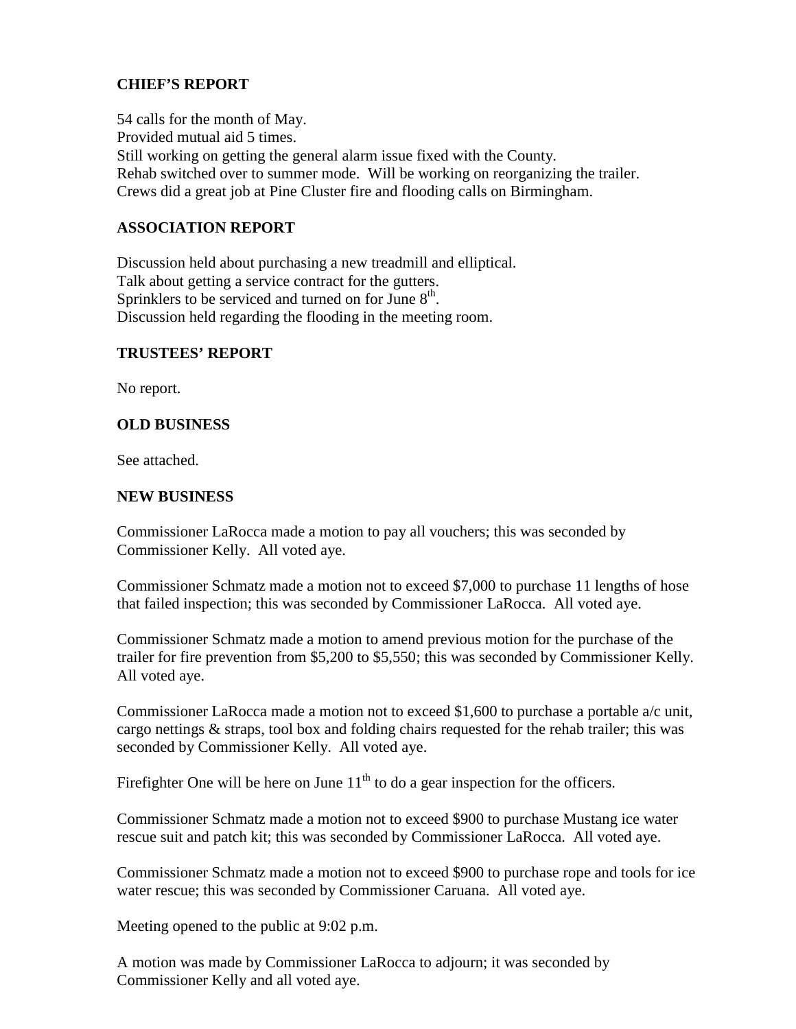## CHIEF'S REPORT

54 calls for the month of May.
Provided mutual aid 5 times.
Still working on getting the general alarm issue fixed with the County.
Rehab switched over to summer mode. Will be working on reorganizing the trailer.
Crews did a great job at Pine Cluster fire and flooding calls on Birmingham.

## ASSOCIATION REPORT

Discussion held about purchasing a new treadmill and elliptical.
Talk about getting a service contract for the gutters.
Sprinklers to be serviced and turned on for June 8th.
Discussion held regarding the flooding in the meeting room.

## TRUSTEES' REPORT

No report.

## OLD BUSINESS

See attached.

## NEW BUSINESS

Commissioner LaRocca made a motion to pay all vouchers; this was seconded by Commissioner Kelly. All voted aye.

Commissioner Schmatz made a motion not to exceed $7,000 to purchase 11 lengths of hose that failed inspection; this was seconded by Commissioner LaRocca. All voted aye.

Commissioner Schmatz made a motion to amend previous motion for the purchase of the trailer for fire prevention from $5,200 to $5,550; this was seconded by Commissioner Kelly. All voted aye.

Commissioner LaRocca made a motion not to exceed $1,600 to purchase a portable a/c unit, cargo nettings & straps, tool box and folding chairs requested for the rehab trailer; this was seconded by Commissioner Kelly. All voted aye.

Firefighter One will be here on June 11th to do a gear inspection for the officers.

Commissioner Schmatz made a motion not to exceed $900 to purchase Mustang ice water rescue suit and patch kit; this was seconded by Commissioner LaRocca. All voted aye.

Commissioner Schmatz made a motion not to exceed $900 to purchase rope and tools for ice water rescue; this was seconded by Commissioner Caruana. All voted aye.

Meeting opened to the public at 9:02 p.m.

A motion was made by Commissioner LaRocca to adjourn; it was seconded by Commissioner Kelly and all voted aye.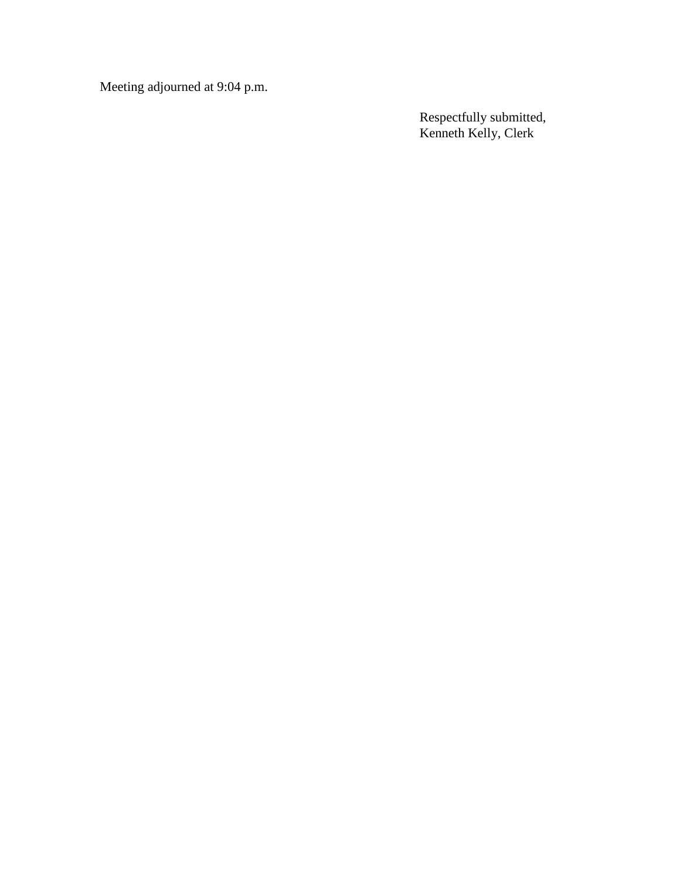Meeting adjourned at 9:04 p.m.

Respectfully submitted,
Kenneth Kelly, Clerk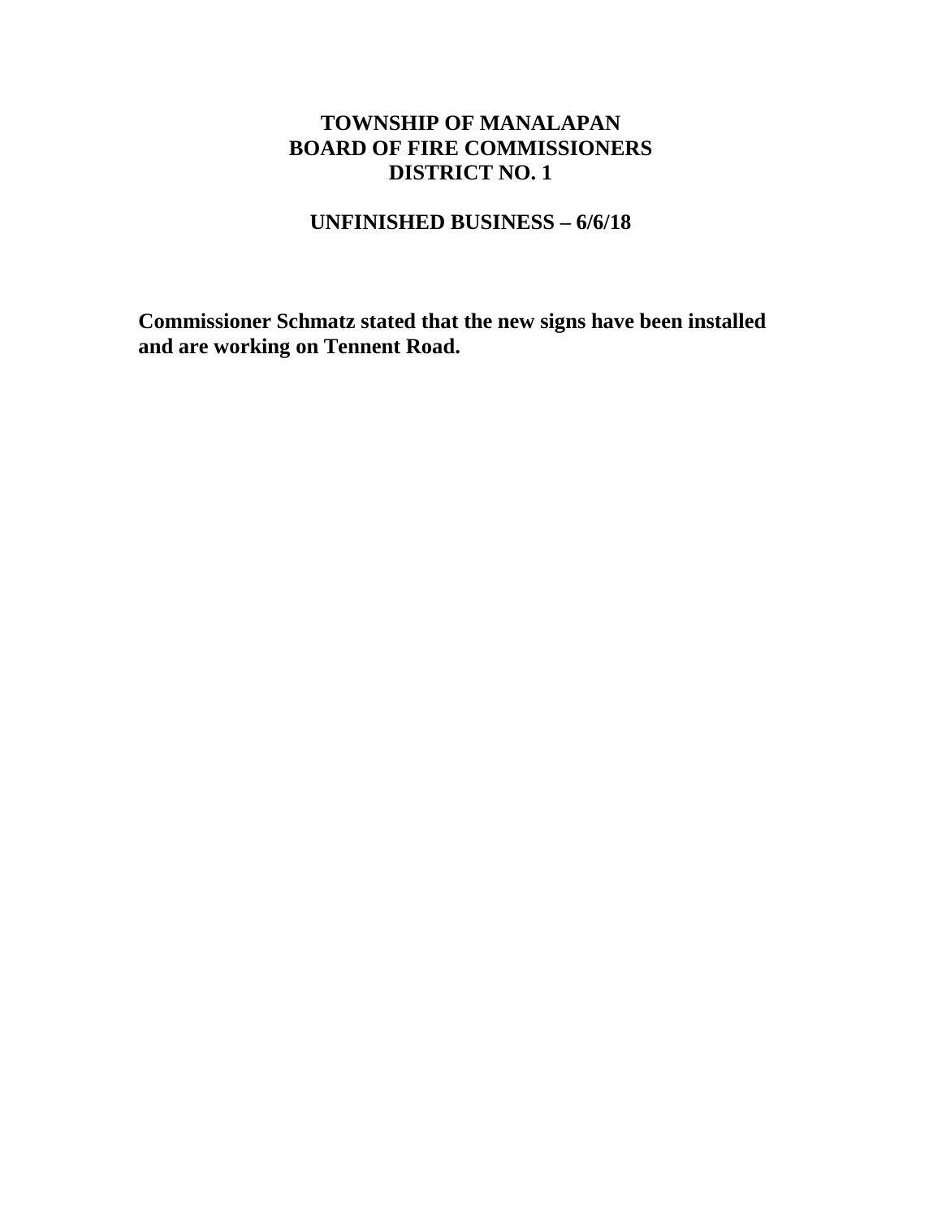# TOWNSHIP OF MANALAPAN
# BOARD OF FIRE COMMISSIONERS
# DISTRICT NO. 1

## UNFINISHED BUSINESS – 6/6/18

**Commissioner Schmatz stated that the new signs have been installed and are working on Tennent Road.**